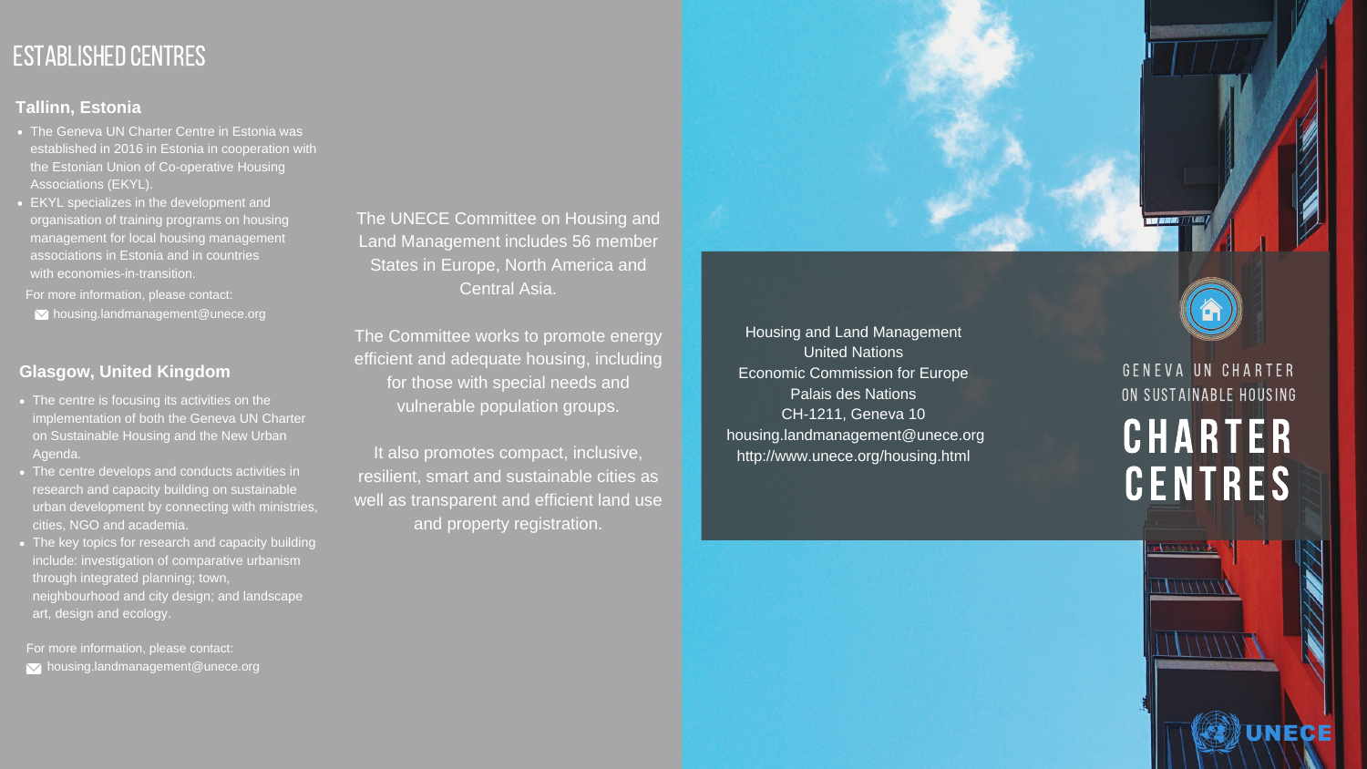# ESTABLISHED CENTRES

### Tallinn, Estonia

- The Geneva UN Charter Centre in Estonia was established in 2016 in Estonia in cooperation with the Estonian Union of Co-operative Housing Associations (EKYL).
- EKYL specializes in the development and organisation of training programs on housing management for local housing management associations in Estonia and in countries with economies-in-transition.

For more information, please contact:

housing.landmanagement@unece.org

### Glasgow, United Kingdom

- The centre is focusing its activities on the implementation of both the Geneva UN Charter on Sustainable Housing and the New Urban Agenda.
- The centre develops and conducts activities in research and capacity building on sustainable urban development by connecting with ministries, cities, NGO and academia.
- The key topics for research and capacity building include: investigation of comparative urbanism through integrated planning; town, neighbourhood and city design; and landscape art, design and ecology.

For more information, please contact:

housing.landmanagement@unece.org

The UNECE Committee on Housing and Land Management includes 56 member States in Europe, North America and Central Asia.

The Committee works to promote energy efficient and adequate housing, including for those with special needs and vulnerable population groups.

It also promotes compact, inclusive, resilient, smart and sustainable cities as well as transparent and efficient land use and property registration.

Housing and Land Management
United Nations
Economic Commission for Europe
Palais des Nations
CH-1211, Geneva 10
housing.landmanagement@unece.org
http://www.unece.org/housing.html

GENEVA UN CHARTER ON SUSTAINABLE HOUSING

# CHARTER CENTRES

UNECE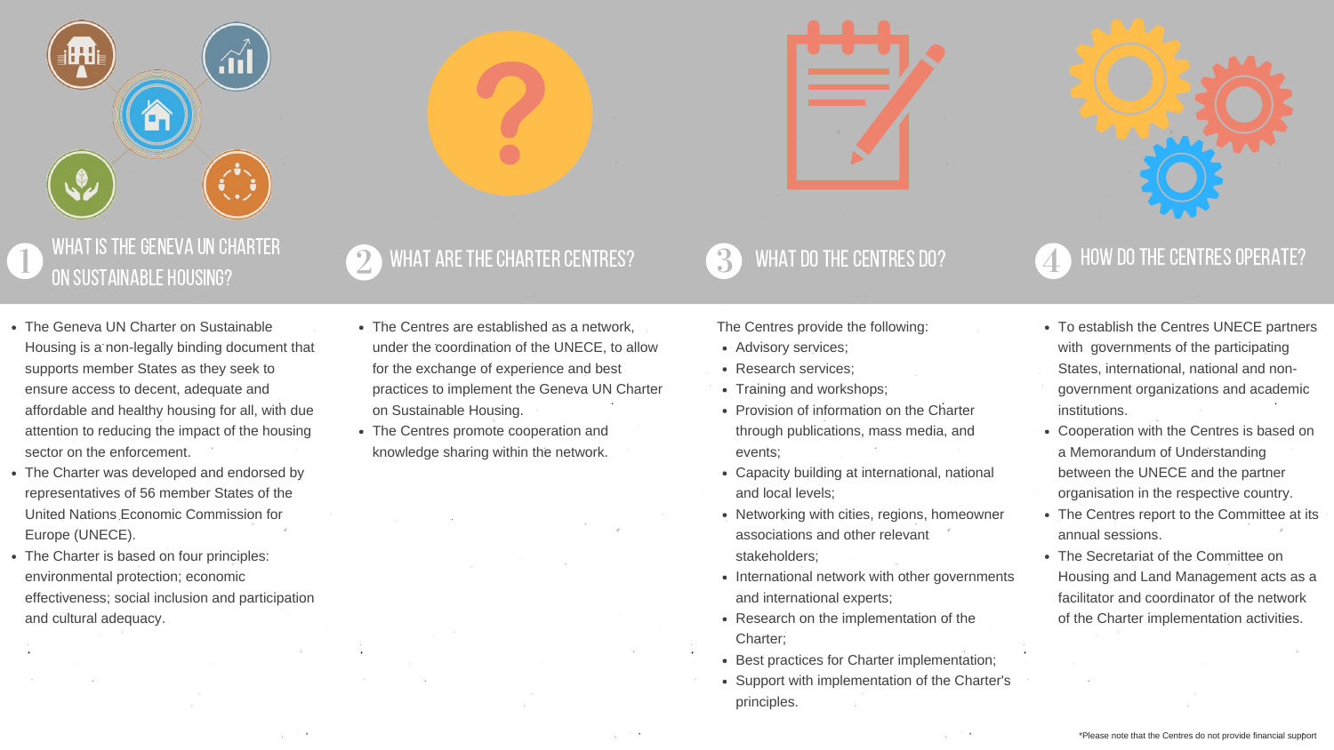## 1 WHAT IS THE GENEVA UN CHARTER ON SUSTAINABLE HOUSING?

- The Geneva UN Charter on Sustainable Housing is a non-legally binding document that supports member States as they seek to ensure access to decent, adequate and affordable and healthy housing for all, with due attention to reducing the impact of the housing sector on the enforcement.
- The Charter was developed and endorsed by representatives of 56 member States of the United Nations Economic Commission for Europe (UNECE).
- The Charter is based on four principles: environmental protection; economic effectiveness; social inclusion and participation and cultural adequacy.

## 2 WHAT ARE THE CHARTER CENTRES?

- The Centres are established as a network, under the coordination of the UNECE, to allow for the exchange of experience and best practices to implement the Geneva UN Charter on Sustainable Housing.
- The Centres promote cooperation and knowledge sharing within the network.

## 3 WHAT DO THE CENTRES DO?

The Centres provide the following:

- Advisory services;
- Research services;
- Training and workshops;
- Provision of information on the Charter through publications, mass media, and events;
- Capacity building at international, national and local levels;
- Networking with cities, regions, homeowner associations and other relevant stakeholders;
- International network with other governments and international experts;
- Research on the implementation of the Charter;
- Best practices for Charter implementation;
- Support with implementation of the Charter's principles.

## 4 HOW DO THE CENTRES OPERATE?

- To establish the Centres UNECE partners with governments of the participating States, international, national and non-government organizations and academic institutions.
- Cooperation with the Centres is based on a Memorandum of Understanding between the UNECE and the partner organisation in the respective country.
- The Centres report to the Committee at its annual sessions.
- The Secretariat of the Committee on Housing and Land Management acts as a facilitator and coordinator of the network of the Charter implementation activities.

*Please note that the Centres do not provide financial support